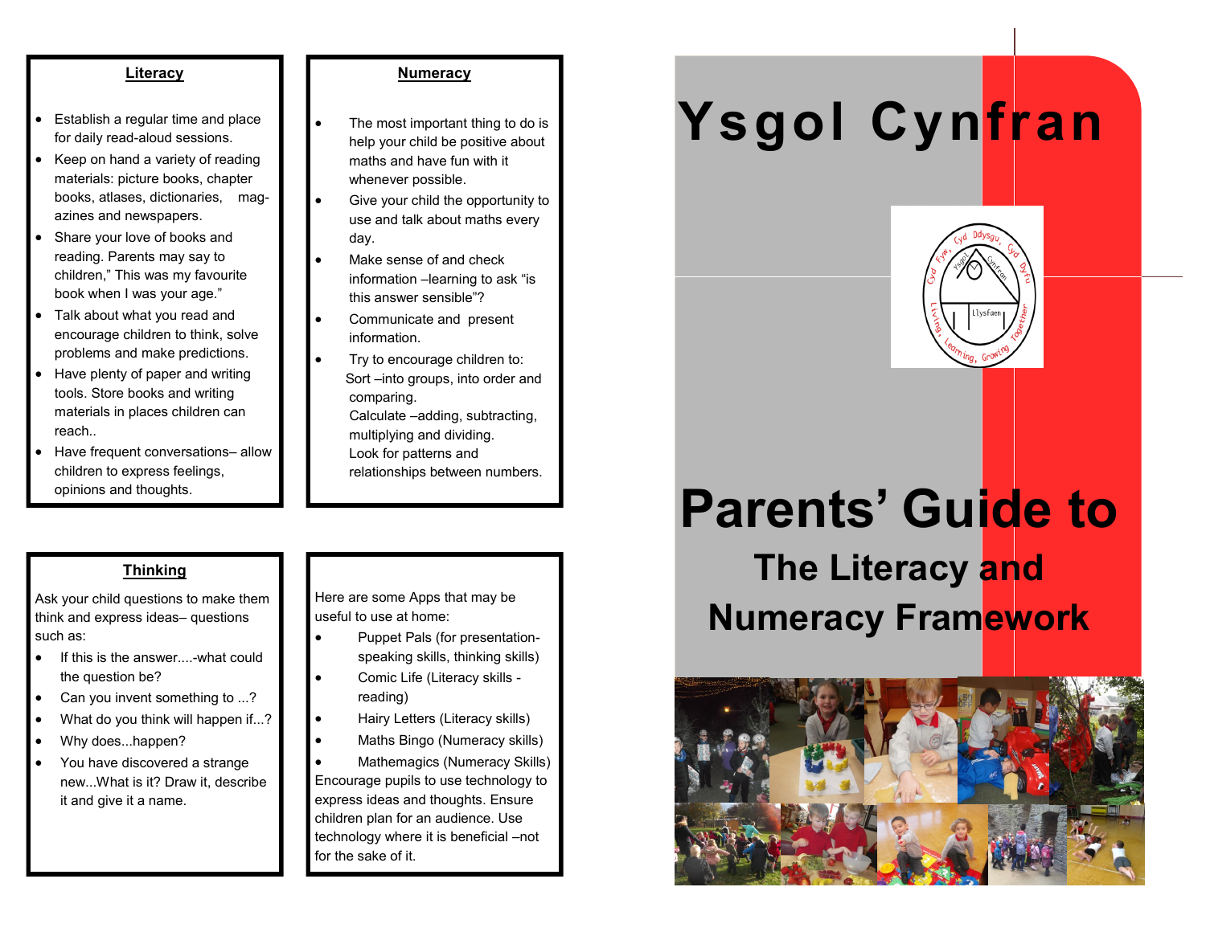## Literacy

- Establish a regular time and place for daily read-aloud sessions.
- Keep on hand a variety of reading materials: picture books, chapter books, atlases, dictionaries, magazines and newspapers.
- Share your love of books and reading. Parents may say to children," This was my favourite book when I was your age."
- Talk about what you read and encourage children to think, solve problems and make predictions.
- Have plenty of paper and writing tools. Store books and writing materials in places children can reach..
- Have frequent conversations– allow children to express feelings, opinions and thoughts.

## Numeracy

- The most important thing to do is help your child be positive about maths and have fun with it whenever possible.
- Give your child the opportunity to use and talk about maths every day.
- Make sense of and check information –learning to ask "is this answer sensible"?
- Communicate and present information.
- Try to encourage children to:
  Sort –into groups, into order and comparing.
  Calculate –adding, subtracting, multiplying and dividing.
  Look for patterns and relationships between numbers.

## Thinking

Ask your child questions to make them think and express ideas– questions such as:

- If this is the answer....-what could the question be?
- Can you invent something to ...?
- What do you think will happen if...?
- Why does...happen?
- You have discovered a strange new...What is it? Draw it, describe it and give it a name.

Here are some Apps that may be useful to use at home:

- Puppet Pals (for presentation- speaking skills, thinking skills)
- Comic Life (Literacy skills - reading)
- Hairy Letters (Literacy skills)
- Maths Bingo (Numeracy skills)
- Mathemagics (Numeracy Skills)

Encourage pupils to use technology to express ideas and thoughts. Ensure children plan for an audience. Use technology where it is beneficial –not for the sake of it.

# Ysgol Cynfran

Cyd Fyw, Cyd Ddysgu, Cyd Dyfu — Ysgol Cynfran — Llysfaen — Living, Learning, Growing Together

# Parents' Guide to

## The Literacy and Numeracy Framework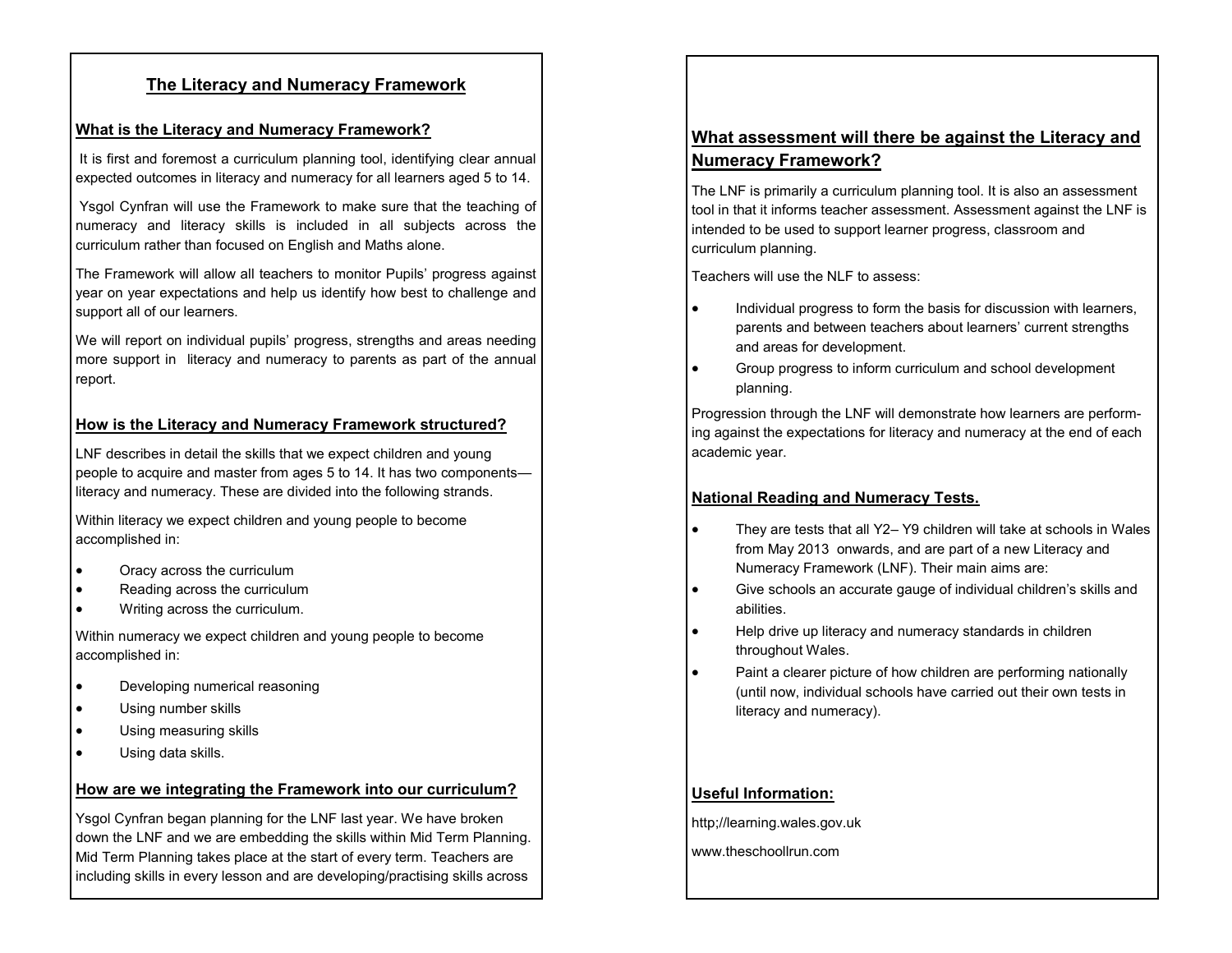# The Literacy and Numeracy Framework

## What is the Literacy and Numeracy Framework?

It is first and foremost a curriculum planning tool, identifying clear annual expected outcomes in literacy and numeracy for all learners aged 5 to 14.

Ysgol Cynfran will use the Framework to make sure that the teaching of numeracy and literacy skills is included in all subjects across the curriculum rather than focused on English and Maths alone.

The Framework will allow all teachers to monitor Pupils' progress against year on year expectations and help us identify how best to challenge and support all of our learners.

We will report on individual pupils' progress, strengths and areas needing more support in literacy and numeracy to parents as part of the annual report.

## How is the Literacy and Numeracy Framework structured?

LNF describes in detail the skills that we expect children and young people to acquire and master from ages 5 to 14. It has two components—literacy and numeracy. These are divided into the following strands.

Within literacy we expect children and young people to become accomplished in:

- Oracy across the curriculum
- Reading across the curriculum
- Writing across the curriculum.

Within numeracy we expect children and young people to become accomplished in:

- Developing numerical reasoning
- Using number skills
- Using measuring skills
- Using data skills.

## How are we integrating the Framework into our curriculum?

Ysgol Cynfran began planning for the LNF last year. We have broken down the LNF and we are embedding the skills within Mid Term Planning. Mid Term Planning takes place at the start of every term. Teachers are including skills in every lesson and are developing/practising skills across

## What assessment will there be against the Literacy and Numeracy Framework?

The LNF is primarily a curriculum planning tool. It is also an assessment tool in that it informs teacher assessment. Assessment against the LNF is intended to be used to support learner progress, classroom and curriculum planning.

Teachers will use the NLF to assess:

- Individual progress to form the basis for discussion with learners, parents and between teachers about learners' current strengths and areas for development.
- Group progress to inform curriculum and school development planning.

Progression through the LNF will demonstrate how learners are performing against the expectations for literacy and numeracy at the end of each academic year.

## National Reading and Numeracy Tests.

- They are tests that all Y2– Y9 children will take at schools in Wales from May 2013 onwards, and are part of a new Literacy and Numeracy Framework (LNF). Their main aims are:
- Give schools an accurate gauge of individual children's skills and abilities.
- Help drive up literacy and numeracy standards in children throughout Wales.
- Paint a clearer picture of how children are performing nationally (until now, individual schools have carried out their own tests in literacy and numeracy).

## Useful Information:

http;//learning.wales.gov.uk

www.theschoolrun.com